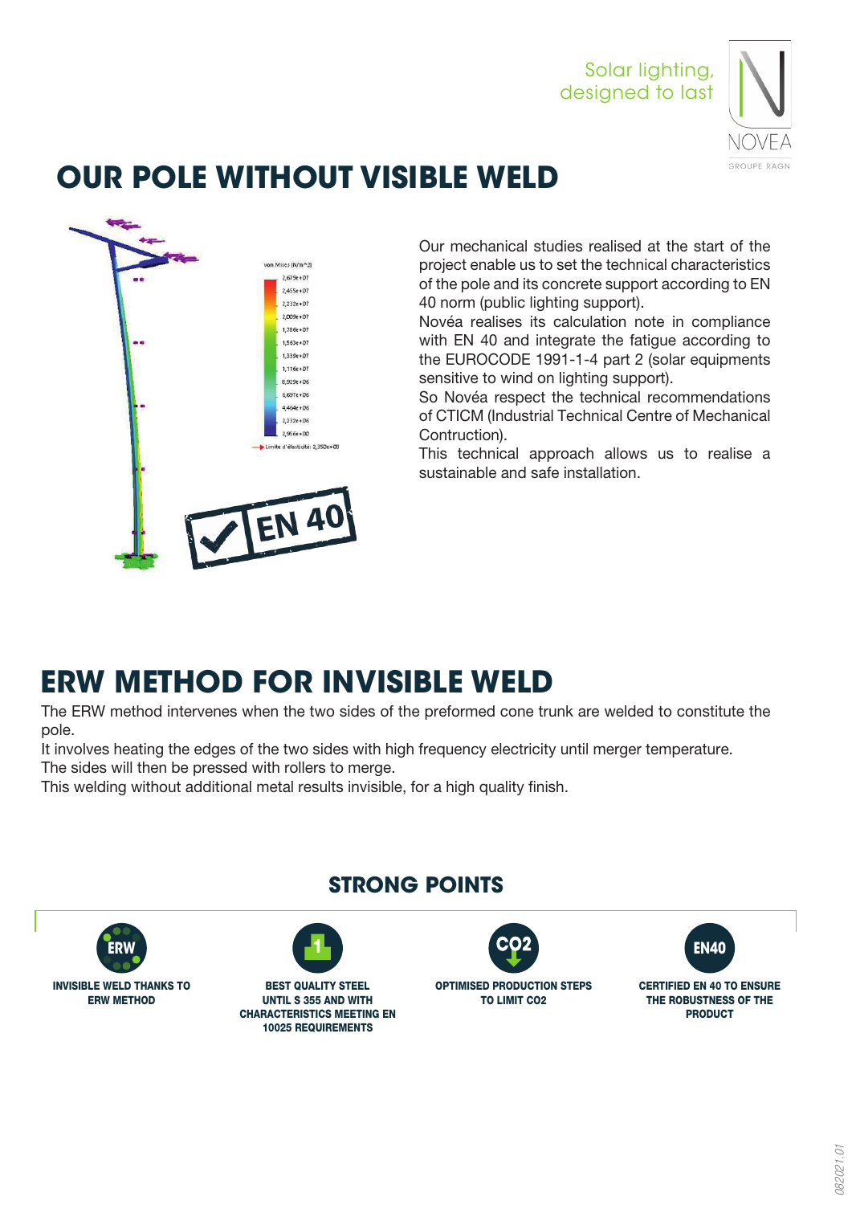Solar lighting, designed to last

# OUR POLE WITHOUT VISIBLE WELD

Our mechanical studies realised at the start of the project enable us to set the technical characteristics of the pole and its concrete support according to EN 40 norm (public lighting support).
Novéa realises its calculation note in compliance with EN 40 and integrate the fatigue according to the EUROCODE 1991-1-4 part 2 (solar equipments sensitive to wind on lighting support).
So Novéa respect the technical recommendations of CTICM (Industrial Technical Centre of Mechanical Contruction).
This technical approach allows us to realise a sustainable and safe installation.

# ERW METHOD FOR INVISIBLE WELD

The ERW method intervenes when the two sides of the preformed cone trunk are welded to constitute the pole.
It involves heating the edges of the two sides with high frequency electricity until merger temperature.
The sides will then be pressed with rollers to merge.
This welding without additional metal results invisible, for a high quality finish.

## STRONG POINTS

- **INVISIBLE WELD THANKS TO ERW METHOD**
- **BEST QUALITY STEEL UNTIL S 355 AND WITH CHARACTERISTICS MEETING EN 10025 REQUIREMENTS**
- **OPTIMISED PRODUCTION STEPS TO LIMIT $CO_2$**
- **CERTIFIED EN 40 TO ENSURE THE ROBUSTNESS OF THE PRODUCT**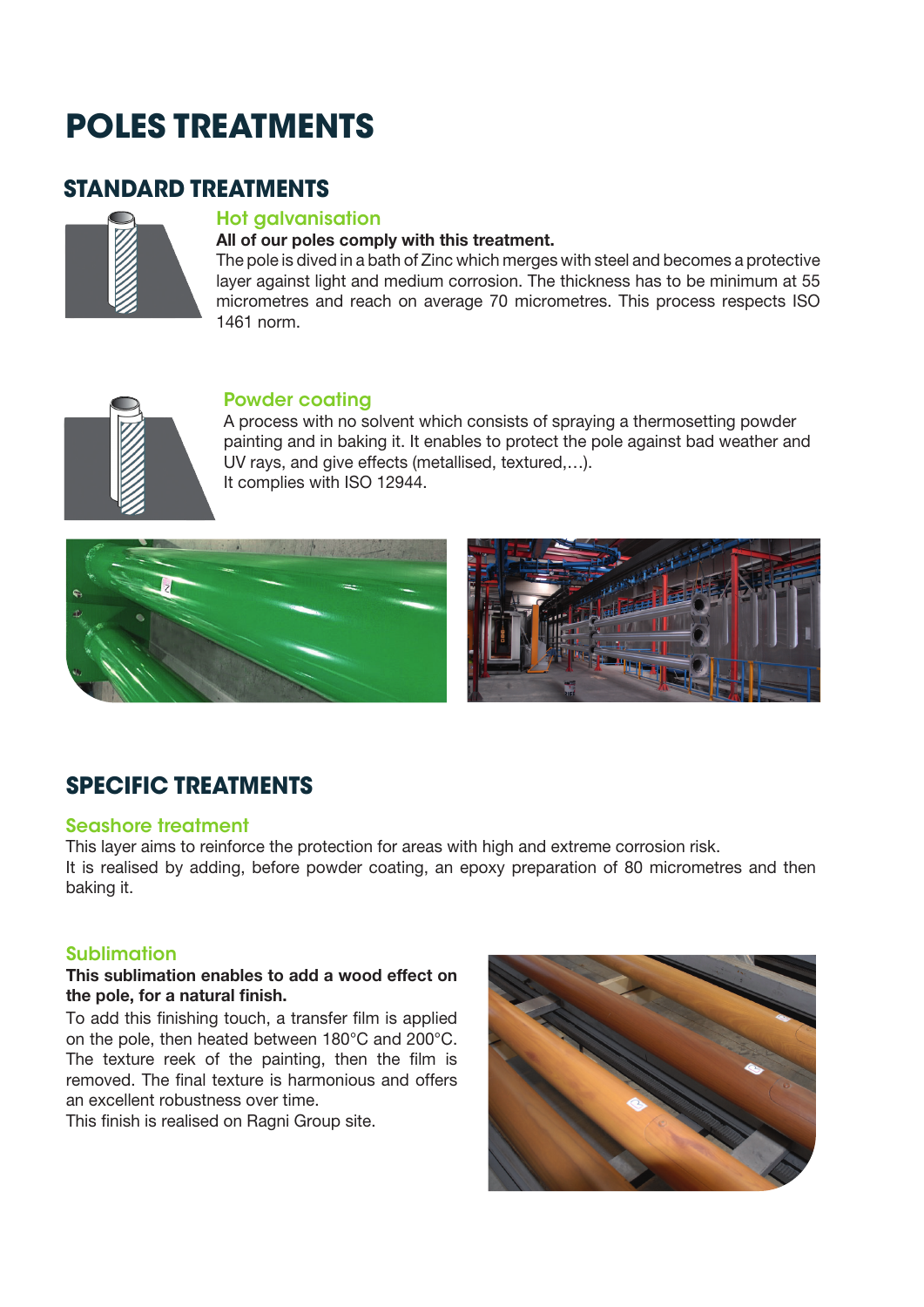# POLES TREATMENTS

## STANDARD TREATMENTS

### Hot galvanisation

**All of our poles comply with this treatment.**

The pole is dived in a bath of Zinc which merges with steel and becomes a protective layer against light and medium corrosion. The thickness has to be minimum at 55 micrometres and reach on average 70 micrometres. This process respects ISO 1461 norm.

### Powder coating

A process with no solvent which consists of spraying a thermosetting powder painting and in baking it. It enables to protect the pole against bad weather and UV rays, and give effects (metallised, textured,…).
It complies with ISO 12944.

## SPECIFIC TREATMENTS

### Seashore treatment

This layer aims to reinforce the protection for areas with high and extreme corrosion risk.
It is realised by adding, before powder coating, an epoxy preparation of 80 micrometres and then baking it.

### Sublimation

**This sublimation enables to add a wood effect on the pole, for a natural finish.**

To add this finishing touch, a transfer film is applied on the pole, then heated between 180°C and 200°C. The texture reek of the painting, then the film is removed. The final texture is harmonious and offers an excellent robustness over time.
This finish is realised on Ragni Group site.